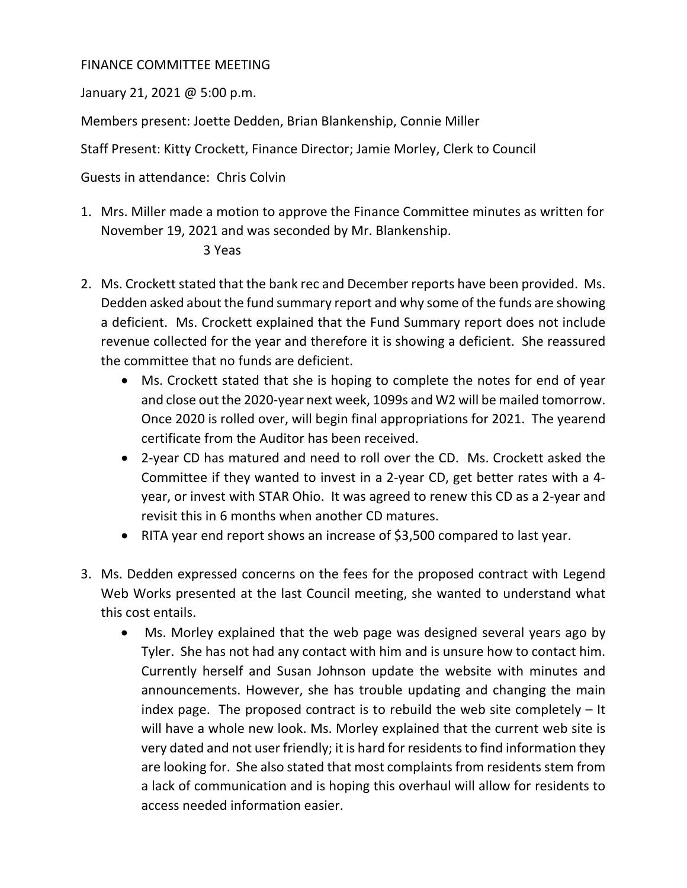FINANCE COMMITTEE MEETING

January 21, 2021 @ 5:00 p.m.

Members present: Joette Dedden, Brian Blankenship, Connie Miller

Staff Present: Kitty Crockett, Finance Director; Jamie Morley, Clerk to Council

Guests in attendance: Chris Colvin

1. Mrs. Miller made a motion to approve the Finance Committee minutes as written for November 19, 2021 and was seconded by Mr. Blankenship.

   3 Yeas

2. Ms. Crockett stated that the bank rec and December reports have been provided. Ms. Dedden asked about the fund summary report and why some of the funds are showing a deficient. Ms. Crockett explained that the Fund Summary report does not include revenue collected for the year and therefore it is showing a deficient. She reassured the committee that no funds are deficient.
   - Ms. Crockett stated that she is hoping to complete the notes for end of year and close out the 2020-year next week, 1099s and W2 will be mailed tomorrow. Once 2020 is rolled over, will begin final appropriations for 2021. The yearend certificate from the Auditor has been received.
   - 2-year CD has matured and need to roll over the CD. Ms. Crockett asked the Committee if they wanted to invest in a 2-year CD, get better rates with a 4-year, or invest with STAR Ohio. It was agreed to renew this CD as a 2-year and revisit this in 6 months when another CD matures.
   - RITA year end report shows an increase of $3,500 compared to last year.

3. Ms. Dedden expressed concerns on the fees for the proposed contract with Legend Web Works presented at the last Council meeting, she wanted to understand what this cost entails.
   - Ms. Morley explained that the web page was designed several years ago by Tyler. She has not had any contact with him and is unsure how to contact him. Currently herself and Susan Johnson update the website with minutes and announcements. However, she has trouble updating and changing the main index page. The proposed contract is to rebuild the web site completely – It will have a whole new look. Ms. Morley explained that the current web site is very dated and not user friendly; it is hard for residents to find information they are looking for. She also stated that most complaints from residents stem from a lack of communication and is hoping this overhaul will allow for residents to access needed information easier.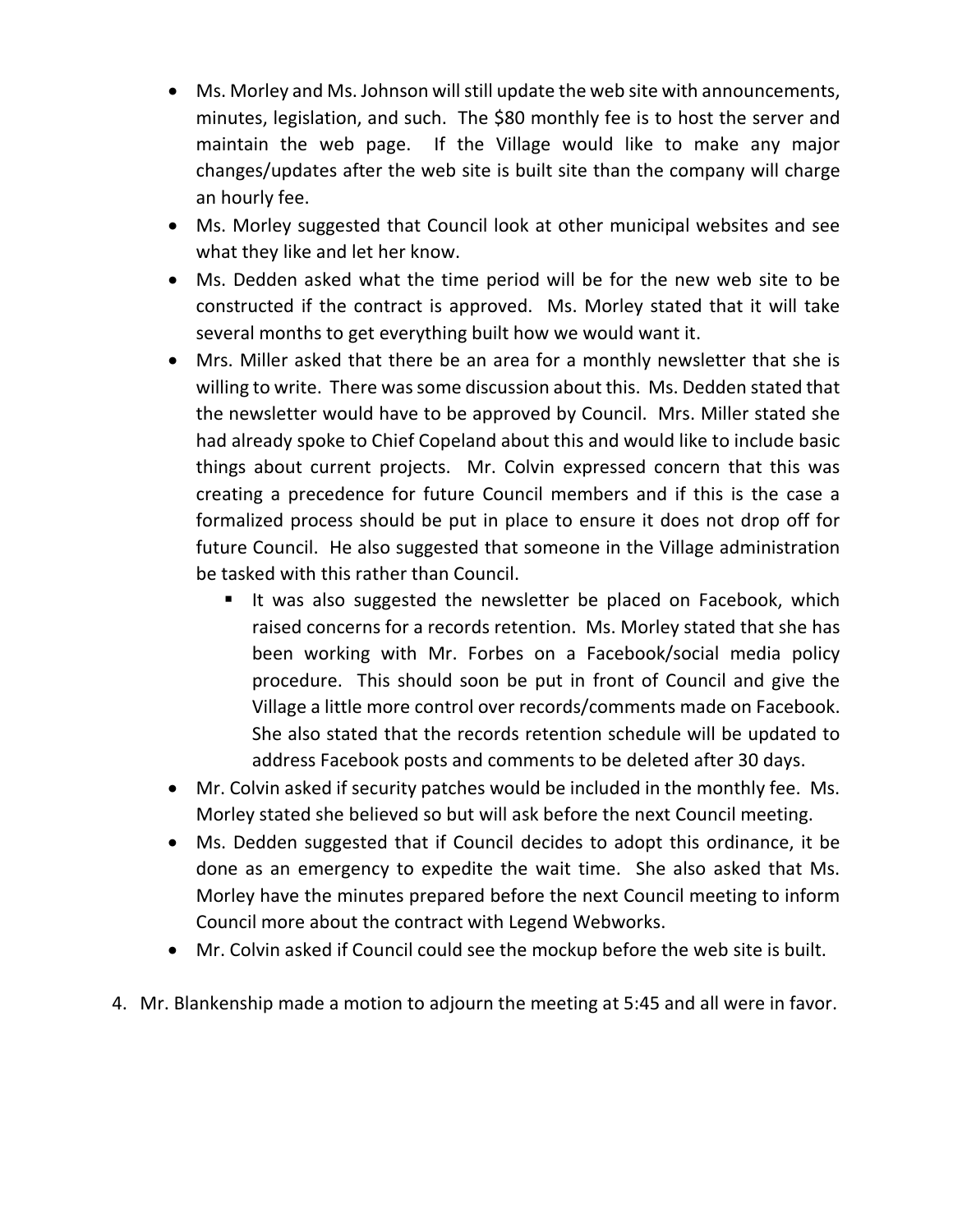- Ms. Morley and Ms. Johnson will still update the web site with announcements, minutes, legislation, and such. The $80 monthly fee is to host the server and maintain the web page. If the Village would like to make any major changes/updates after the web site is built site than the company will charge an hourly fee.
- Ms. Morley suggested that Council look at other municipal websites and see what they like and let her know.
- Ms. Dedden asked what the time period will be for the new web site to be constructed if the contract is approved. Ms. Morley stated that it will take several months to get everything built how we would want it.
- Mrs. Miller asked that there be an area for a monthly newsletter that she is willing to write. There was some discussion about this. Ms. Dedden stated that the newsletter would have to be approved by Council. Mrs. Miller stated she had already spoke to Chief Copeland about this and would like to include basic things about current projects. Mr. Colvin expressed concern that this was creating a precedence for future Council members and if this is the case a formalized process should be put in place to ensure it does not drop off for future Council. He also suggested that someone in the Village administration be tasked with this rather than Council.
  - It was also suggested the newsletter be placed on Facebook, which raised concerns for a records retention. Ms. Morley stated that she has been working with Mr. Forbes on a Facebook/social media policy procedure. This should soon be put in front of Council and give the Village a little more control over records/comments made on Facebook. She also stated that the records retention schedule will be updated to address Facebook posts and comments to be deleted after 30 days.
- Mr. Colvin asked if security patches would be included in the monthly fee. Ms. Morley stated she believed so but will ask before the next Council meeting.
- Ms. Dedden suggested that if Council decides to adopt this ordinance, it be done as an emergency to expedite the wait time. She also asked that Ms. Morley have the minutes prepared before the next Council meeting to inform Council more about the contract with Legend Webworks.
- Mr. Colvin asked if Council could see the mockup before the web site is built.

4. Mr. Blankenship made a motion to adjourn the meeting at 5:45 and all were in favor.